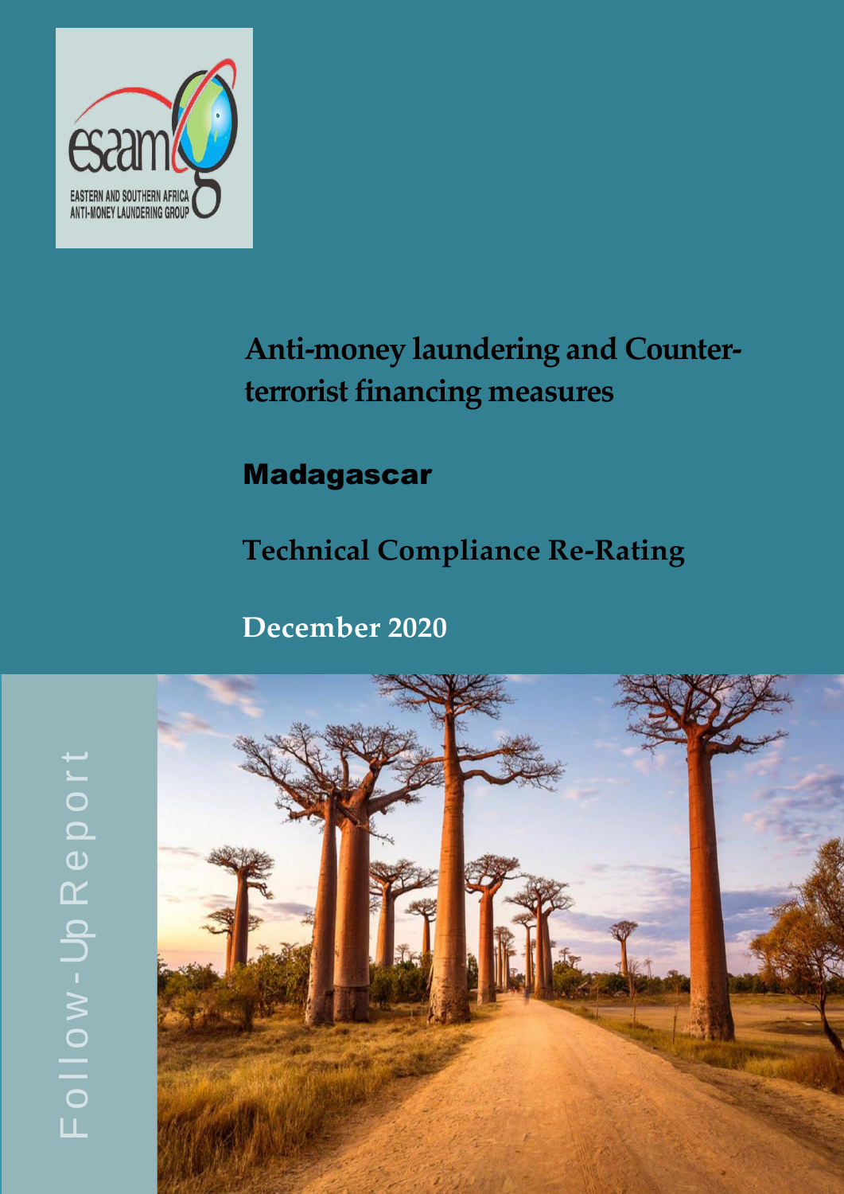esaamlg

EASTERN AND SOUTHERN AFRICA ANTI-MONEY LAUNDERING GROUP

# Anti-money laundering and Counter-terrorist financing measures

## Madagascar

## Technical Compliance Re-Rating

## December 2020

Follow-Up Report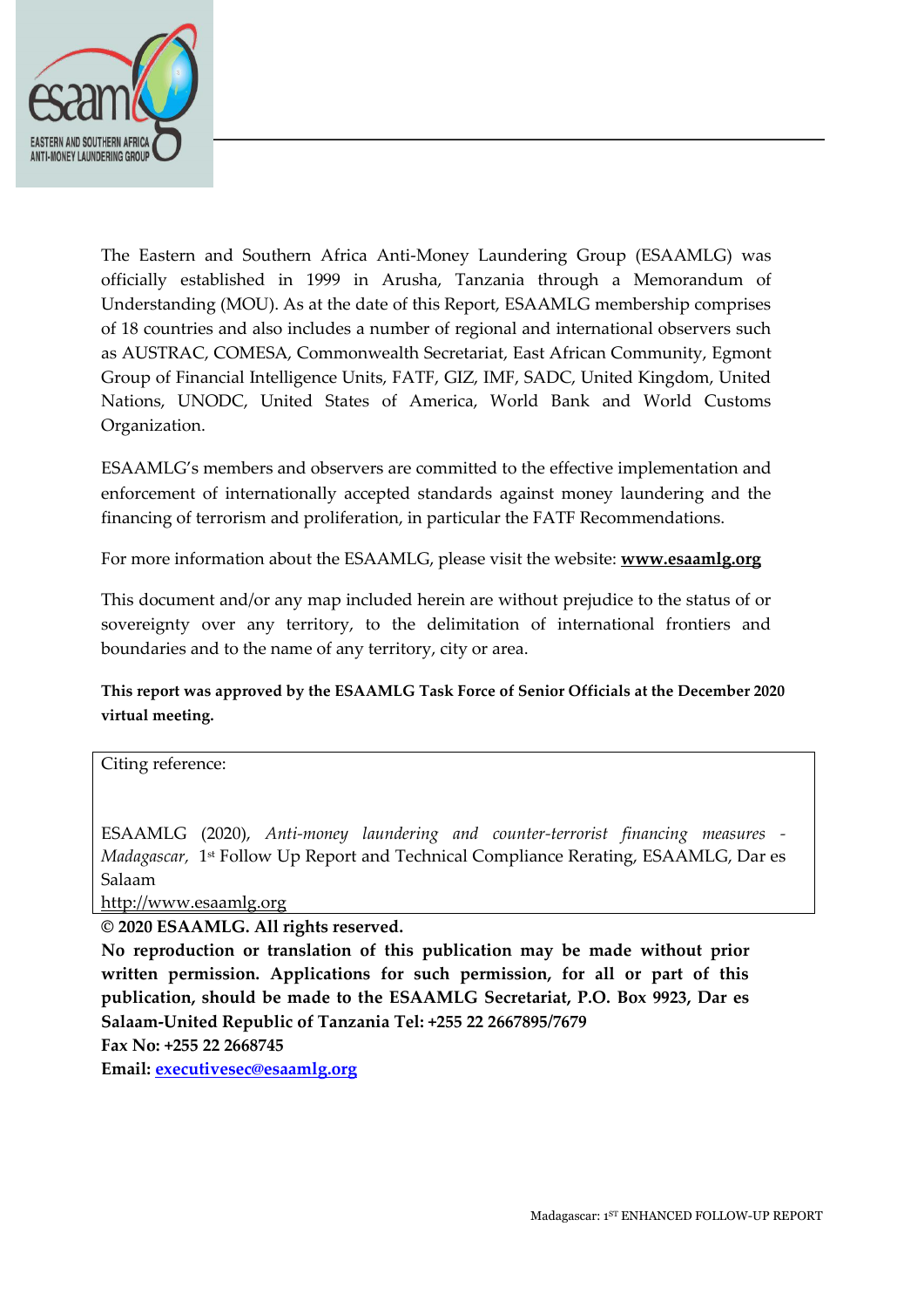The Eastern and Southern Africa Anti-Money Laundering Group (ESAAMLG) was officially established in 1999 in Arusha, Tanzania through a Memorandum of Understanding (MOU). As at the date of this Report, ESAAMLG membership comprises of 18 countries and also includes a number of regional and international observers such as AUSTRAC, COMESA, Commonwealth Secretariat, East African Community, Egmont Group of Financial Intelligence Units, FATF, GIZ, IMF, SADC, United Kingdom, United Nations, UNODC, United States of America, World Bank and World Customs Organization.

ESAAMLG's members and observers are committed to the effective implementation and enforcement of internationally accepted standards against money laundering and the financing of terrorism and proliferation, in particular the FATF Recommendations.

For more information about the ESAAMLG, please visit the website: **www.esaamlg.org**

This document and/or any map included herein are without prejudice to the status of or sovereignty over any territory, to the delimitation of international frontiers and boundaries and to the name of any territory, city or area.

**This report was approved by the ESAAMLG Task Force of Senior Officials at the December 2020 virtual meeting.**

Citing reference:

ESAAMLG (2020), *Anti-money laundering and counter-terrorist financing measures - Madagascar*, 1st Follow Up Report and Technical Compliance Rerating, ESAAMLG, Dar es Salaam
http://www.esaamlg.org

**© 2020 ESAAMLG. All rights reserved.**

**No reproduction or translation of this publication may be made without prior written permission. Applications for such permission, for all or part of this publication, should be made to the ESAAMLG Secretariat, P.O. Box 9923, Dar es Salaam-United Republic of Tanzania Tel: +255 22 2667895/7679**

**Fax No: +255 22 2668745**

**Email: executivesec@esaamlg.org**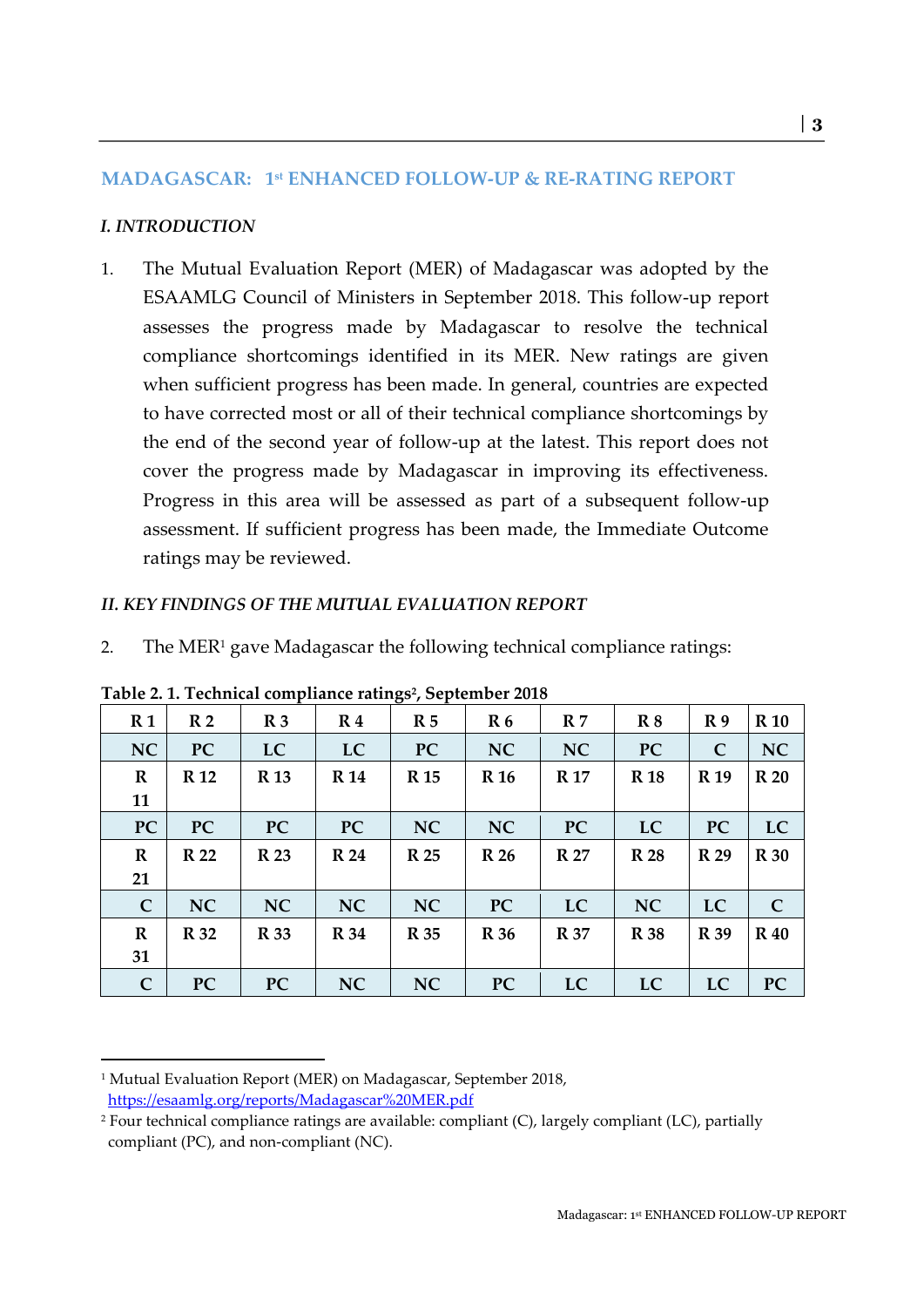## MADAGASCAR: 1st ENHANCED FOLLOW-UP & RE-RATING REPORT

### *I. INTRODUCTION*

1. The Mutual Evaluation Report (MER) of Madagascar was adopted by the ESAAMLG Council of Ministers in September 2018. This follow-up report assesses the progress made by Madagascar to resolve the technical compliance shortcomings identified in its MER. New ratings are given when sufficient progress has been made. In general, countries are expected to have corrected most or all of their technical compliance shortcomings by the end of the second year of follow-up at the latest. This report does not cover the progress made by Madagascar in improving its effectiveness. Progress in this area will be assessed as part of a subsequent follow-up assessment. If sufficient progress has been made, the Immediate Outcome ratings may be reviewed.

### *II. KEY FINDINGS OF THE MUTUAL EVALUATION REPORT*

2. The MER[1] gave Madagascar the following technical compliance ratings:

**Table 2. 1. Technical compliance ratings[2], September 2018**

| R 1 | R 2 | R 3 | R 4 | R 5 | R 6 | R 7 | R 8 | R 9 | R 10 |
|---|---|---|---|---|---|---|---|---|---|
| NC | PC | LC | LC | PC | NC | NC | PC | C | NC |
| R 11 | R 12 | R 13 | R 14 | R 15 | R 16 | R 17 | R 18 | R 19 | R 20 |
| PC | PC | PC | PC | NC | NC | PC | LC | PC | LC |
| R 21 | R 22 | R 23 | R 24 | R 25 | R 26 | R 27 | R 28 | R 29 | R 30 |
| C | NC | NC | NC | NC | PC | LC | NC | LC | C |
| R 31 | R 32 | R 33 | R 34 | R 35 | R 36 | R 37 | R 38 | R 39 | R 40 |
| C | PC | PC | NC | NC | PC | LC | LC | LC | PC |

[1] Mutual Evaluation Report (MER) on Madagascar, September 2018, https://esaamlg.org/reports/Madagascar%20MER.pdf

[2] Four technical compliance ratings are available: compliant (C), largely compliant (LC), partially compliant (PC), and non-compliant (NC).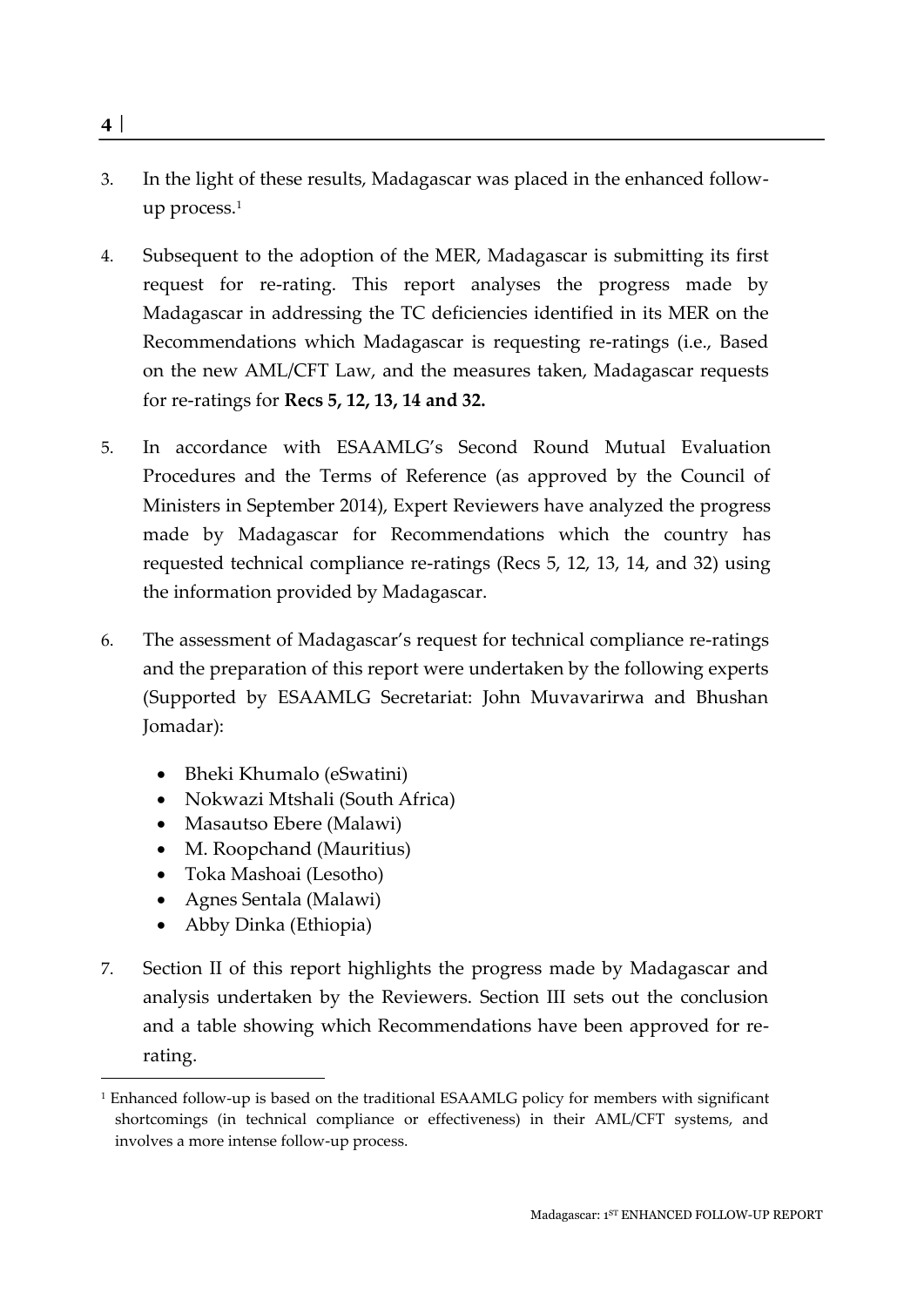3. In the light of these results, Madagascar was placed in the enhanced follow-up process.[1]

4. Subsequent to the adoption of the MER, Madagascar is submitting its first request for re-rating. This report analyses the progress made by Madagascar in addressing the TC deficiencies identified in its MER on the Recommendations which Madagascar is requesting re-ratings (i.e., Based on the new AML/CFT Law, and the measures taken, Madagascar requests for re-ratings for **Recs 5, 12, 13, 14 and 32.**

5. In accordance with ESAAMLG's Second Round Mutual Evaluation Procedures and the Terms of Reference (as approved by the Council of Ministers in September 2014), Expert Reviewers have analyzed the progress made by Madagascar for Recommendations which the country has requested technical compliance re-ratings (Recs 5, 12, 13, 14, and 32) using the information provided by Madagascar.

6. The assessment of Madagascar's request for technical compliance re-ratings and the preparation of this report were undertaken by the following experts (Supported by ESAAMLG Secretariat: John Muvavarirwa and Bhushan Jomadar):

   - Bheki Khumalo (eSwatini)
   - Nokwazi Mtshali (South Africa)
   - Masautso Ebere (Malawi)
   - M. Roopchand (Mauritius)
   - Toka Mashoai (Lesotho)
   - Agnes Sentala (Malawi)
   - Abby Dinka (Ethiopia)

7. Section II of this report highlights the progress made by Madagascar and analysis undertaken by the Reviewers. Section III sets out the conclusion and a table showing which Recommendations have been approved for re-rating.

[1] Enhanced follow-up is based on the traditional ESAAMLG policy for members with significant shortcomings (in technical compliance or effectiveness) in their AML/CFT systems, and involves a more intense follow-up process.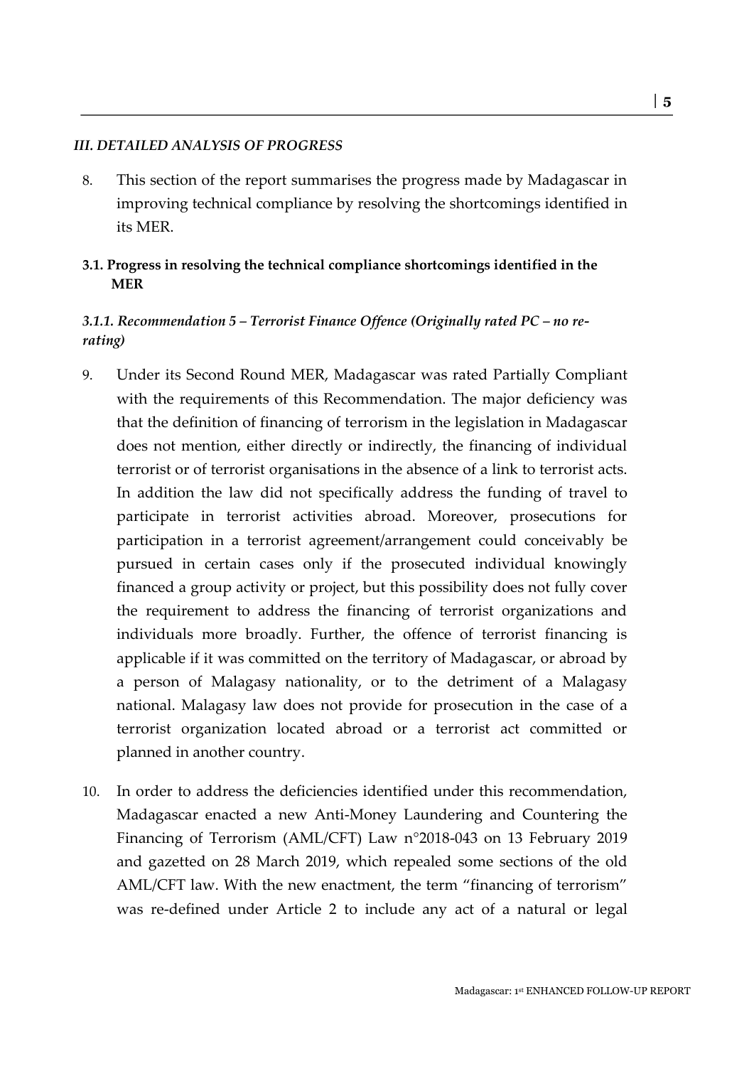### *III. DETAILED ANALYSIS OF PROGRESS*

8. This section of the report summarises the progress made by Madagascar in improving technical compliance by resolving the shortcomings identified in its MER.

#### **3.1. Progress in resolving the technical compliance shortcomings identified in the MER**

#### ***3.1.1. Recommendation 5 – Terrorist Finance Offence (Originally rated PC – no re-rating)***

9. Under its Second Round MER, Madagascar was rated Partially Compliant with the requirements of this Recommendation. The major deficiency was that the definition of financing of terrorism in the legislation in Madagascar does not mention, either directly or indirectly, the financing of individual terrorist or of terrorist organisations in the absence of a link to terrorist acts. In addition the law did not specifically address the funding of travel to participate in terrorist activities abroad. Moreover, prosecutions for participation in a terrorist agreement/arrangement could conceivably be pursued in certain cases only if the prosecuted individual knowingly financed a group activity or project, but this possibility does not fully cover the requirement to address the financing of terrorist organizations and individuals more broadly. Further, the offence of terrorist financing is applicable if it was committed on the territory of Madagascar, or abroad by a person of Malagasy nationality, or to the detriment of a Malagasy national. Malagasy law does not provide for prosecution in the case of a terrorist organization located abroad or a terrorist act committed or planned in another country.

10. In order to address the deficiencies identified under this recommendation, Madagascar enacted a new Anti-Money Laundering and Countering the Financing of Terrorism (AML/CFT) Law n°2018-043 on 13 February 2019 and gazetted on 28 March 2019, which repealed some sections of the old AML/CFT law. With the new enactment, the term "financing of terrorism" was re-defined under Article 2 to include any act of a natural or legal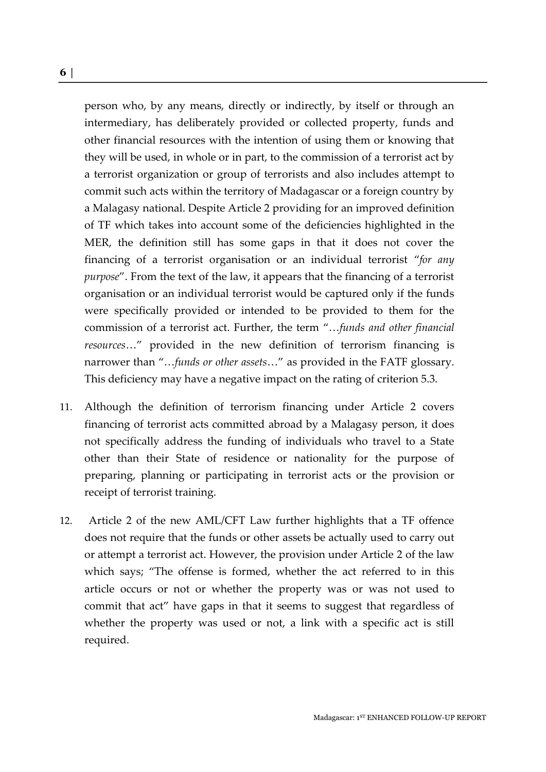person who, by any means, directly or indirectly, by itself or through an intermediary, has deliberately provided or collected property, funds and other financial resources with the intention of using them or knowing that they will be used, in whole or in part, to the commission of a terrorist act by a terrorist organization or group of terrorists and also includes attempt to commit such acts within the territory of Madagascar or a foreign country by a Malagasy national. Despite Article 2 providing for an improved definition of TF which takes into account some of the deficiencies highlighted in the MER, the definition still has some gaps in that it does not cover the financing of a terrorist organisation or an individual terrorist "*for any purpose*". From the text of the law, it appears that the financing of a terrorist organisation or an individual terrorist would be captured only if the funds were specifically provided or intended to be provided to them for the commission of a terrorist act. Further, the term "…*funds and other financial resources*…" provided in the new definition of terrorism financing is narrower than "…*funds or other assets*…" as provided in the FATF glossary. This deficiency may have a negative impact on the rating of criterion 5.3.

11. Although the definition of terrorism financing under Article 2 covers financing of terrorist acts committed abroad by a Malagasy person, it does not specifically address the funding of individuals who travel to a State other than their State of residence or nationality for the purpose of preparing, planning or participating in terrorist acts or the provision or receipt of terrorist training.

12. Article 2 of the new AML/CFT Law further highlights that a TF offence does not require that the funds or other assets be actually used to carry out or attempt a terrorist act. However, the provision under Article 2 of the law which says; "The offense is formed, whether the act referred to in this article occurs or not or whether the property was or was not used to commit that act" have gaps in that it seems to suggest that regardless of whether the property was used or not, a link with a specific act is still required.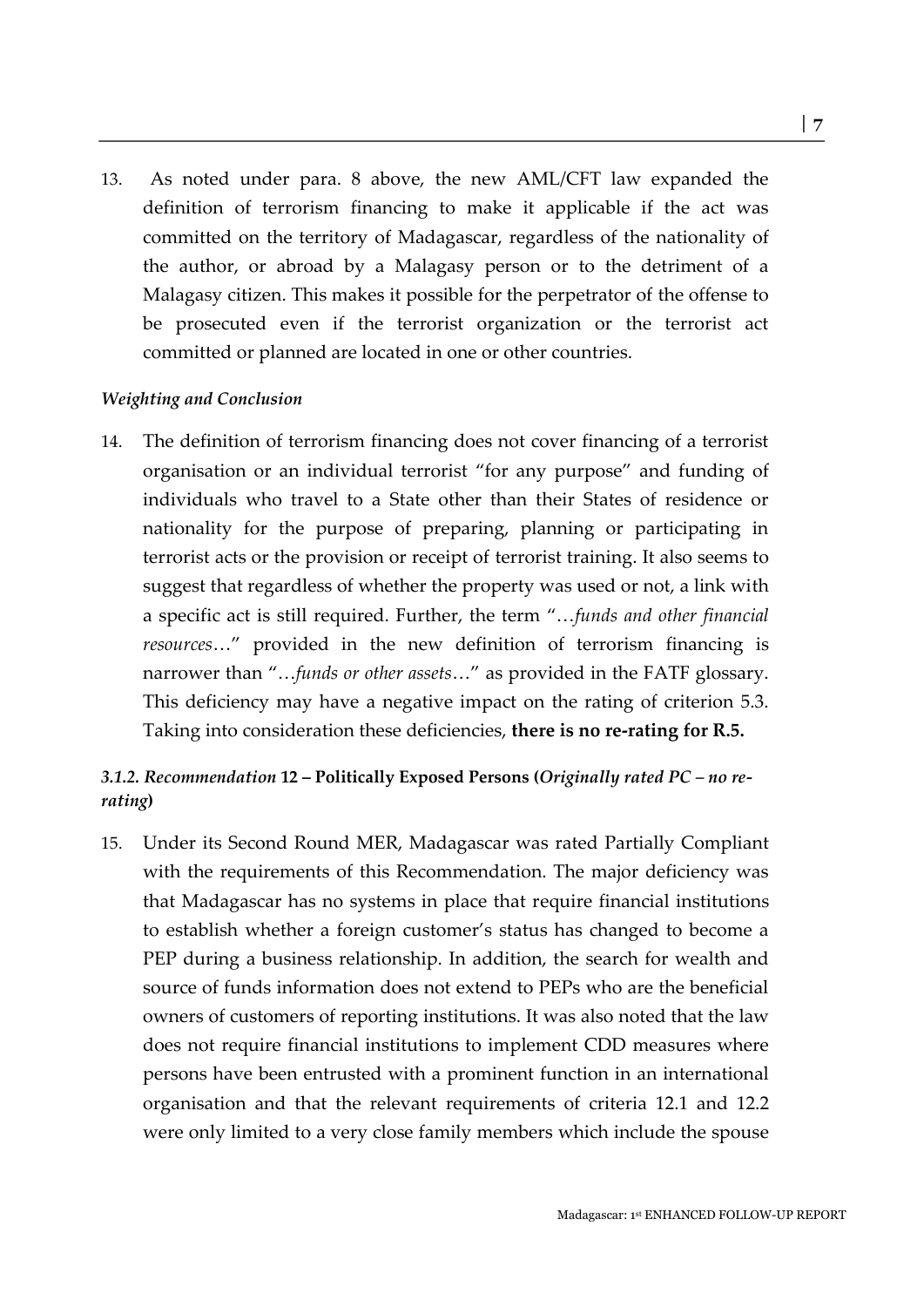13. As noted under para. 8 above, the new AML/CFT law expanded the definition of terrorism financing to make it applicable if the act was committed on the territory of Madagascar, regardless of the nationality of the author, or abroad by a Malagasy person or to the detriment of a Malagasy citizen. This makes it possible for the perpetrator of the offense to be prosecuted even if the terrorist organization or the terrorist act committed or planned are located in one or other countries.

#### *Weighting and Conclusion*

14. The definition of terrorism financing does not cover financing of a terrorist organisation or an individual terrorist "for any purpose" and funding of individuals who travel to a State other than their States of residence or nationality for the purpose of preparing, planning or participating in terrorist acts or the provision or receipt of terrorist training. It also seems to suggest that regardless of whether the property was used or not, a link with a specific act is still required. Further, the term "…*funds and other financial resources*…" provided in the new definition of terrorism financing is narrower than "…*funds or other assets*…" as provided in the FATF glossary. This deficiency may have a negative impact on the rating of criterion 5.3. Taking into consideration these deficiencies, **there is no re-rating for R.5.**

### *3.1.2. Recommendation* **12 – Politically Exposed Persons (***Originally rated PC – no re-rating***)**

15. Under its Second Round MER, Madagascar was rated Partially Compliant with the requirements of this Recommendation. The major deficiency was that Madagascar has no systems in place that require financial institutions to establish whether a foreign customer's status has changed to become a PEP during a business relationship. In addition, the search for wealth and source of funds information does not extend to PEPs who are the beneficial owners of customers of reporting institutions. It was also noted that the law does not require financial institutions to implement CDD measures where persons have been entrusted with a prominent function in an international organisation and that the relevant requirements of criteria 12.1 and 12.2 were only limited to a very close family members which include the spouse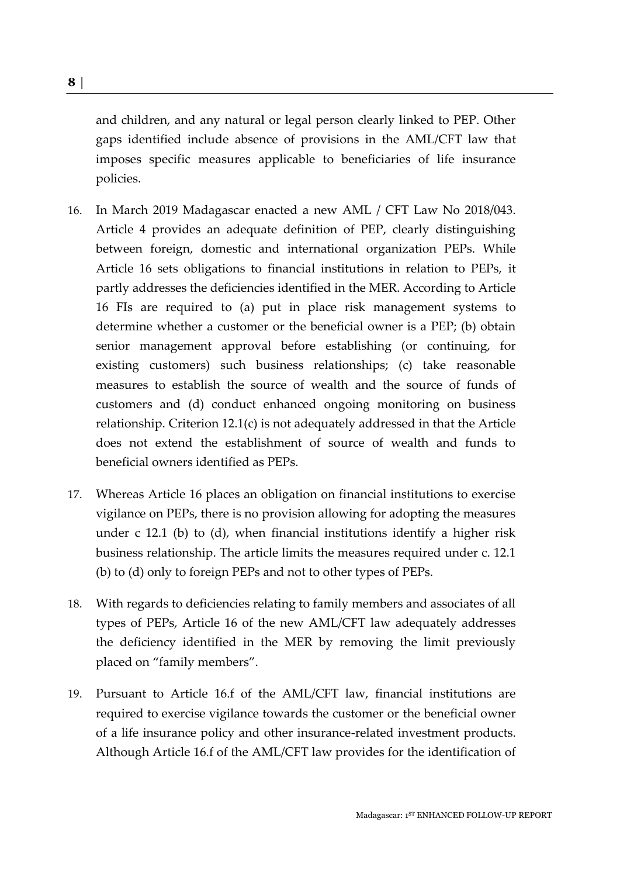and children, and any natural or legal person clearly linked to PEP. Other gaps identified include absence of provisions in the AML/CFT law that imposes specific measures applicable to beneficiaries of life insurance policies.

16. In March 2019 Madagascar enacted a new AML / CFT Law No 2018/043. Article 4 provides an adequate definition of PEP, clearly distinguishing between foreign, domestic and international organization PEPs. While Article 16 sets obligations to financial institutions in relation to PEPs, it partly addresses the deficiencies identified in the MER. According to Article 16 FIs are required to (a) put in place risk management systems to determine whether a customer or the beneficial owner is a PEP; (b) obtain senior management approval before establishing (or continuing, for existing customers) such business relationships; (c) take reasonable measures to establish the source of wealth and the source of funds of customers and (d) conduct enhanced ongoing monitoring on business relationship. Criterion 12.1(c) is not adequately addressed in that the Article does not extend the establishment of source of wealth and funds to beneficial owners identified as PEPs.

17. Whereas Article 16 places an obligation on financial institutions to exercise vigilance on PEPs, there is no provision allowing for adopting the measures under c 12.1 (b) to (d), when financial institutions identify a higher risk business relationship. The article limits the measures required under c. 12.1 (b) to (d) only to foreign PEPs and not to other types of PEPs.

18. With regards to deficiencies relating to family members and associates of all types of PEPs, Article 16 of the new AML/CFT law adequately addresses the deficiency identified in the MER by removing the limit previously placed on "family members".

19. Pursuant to Article 16.f of the AML/CFT law, financial institutions are required to exercise vigilance towards the customer or the beneficial owner of a life insurance policy and other insurance-related investment products. Although Article 16.f of the AML/CFT law provides for the identification of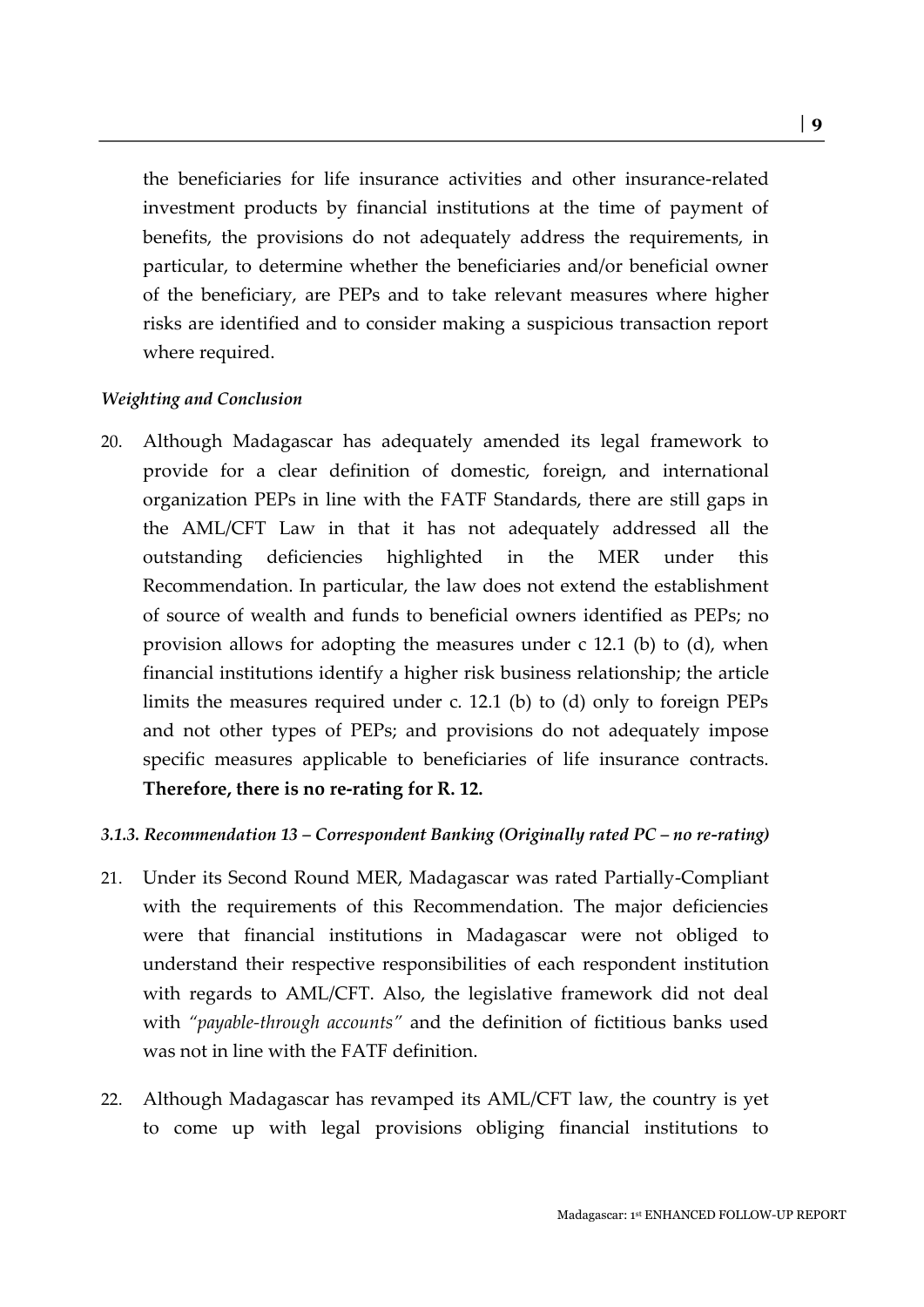the beneficiaries for life insurance activities and other insurance-related investment products by financial institutions at the time of payment of benefits, the provisions do not adequately address the requirements, in particular, to determine whether the beneficiaries and/or beneficial owner of the beneficiary, are PEPs and to take relevant measures where higher risks are identified and to consider making a suspicious transaction report where required.

*Weighting and Conclusion*

20. Although Madagascar has adequately amended its legal framework to provide for a clear definition of domestic, foreign, and international organization PEPs in line with the FATF Standards, there are still gaps in the AML/CFT Law in that it has not adequately addressed all the outstanding deficiencies highlighted in the MER under this Recommendation. In particular, the law does not extend the establishment of source of wealth and funds to beneficial owners identified as PEPs; no provision allows for adopting the measures under c 12.1 (b) to (d), when financial institutions identify a higher risk business relationship; the article limits the measures required under c. 12.1 (b) to (d) only to foreign PEPs and not other types of PEPs; and provisions do not adequately impose specific measures applicable to beneficiaries of life insurance contracts. **Therefore, there is no re-rating for R. 12.**

#### *3.1.3. Recommendation 13 – Correspondent Banking (Originally rated PC – no re-rating)*

21. Under its Second Round MER, Madagascar was rated Partially-Compliant with the requirements of this Recommendation. The major deficiencies were that financial institutions in Madagascar were not obliged to understand their respective responsibilities of each respondent institution with regards to AML/CFT. Also, the legislative framework did not deal with *"payable-through accounts"* and the definition of fictitious banks used was not in line with the FATF definition.

22. Although Madagascar has revamped its AML/CFT law, the country is yet to come up with legal provisions obliging financial institutions to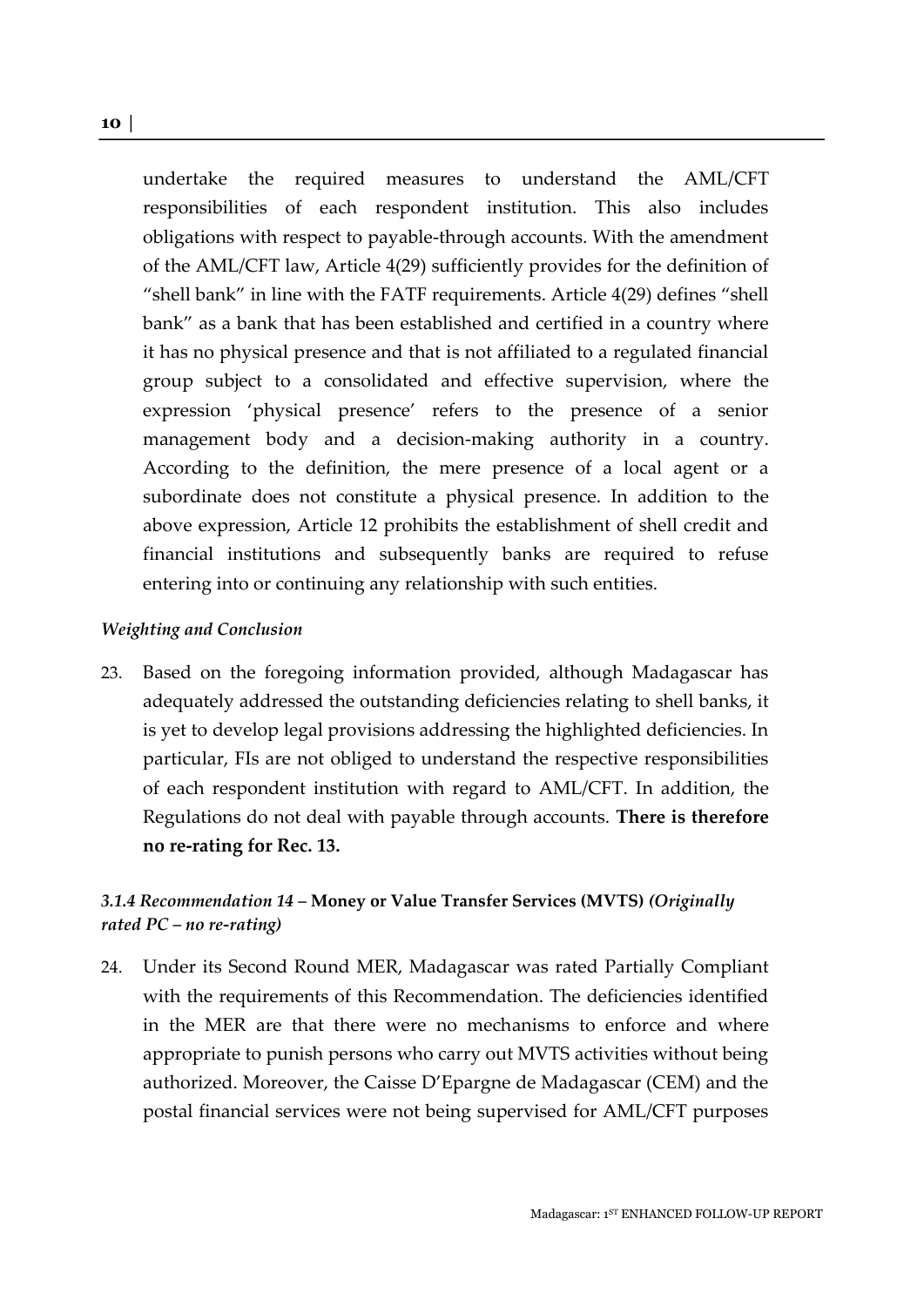undertake the required measures to understand the AML/CFT responsibilities of each respondent institution. This also includes obligations with respect to payable-through accounts. With the amendment of the AML/CFT law, Article 4(29) sufficiently provides for the definition of "shell bank" in line with the FATF requirements. Article 4(29) defines "shell bank" as a bank that has been established and certified in a country where it has no physical presence and that is not affiliated to a regulated financial group subject to a consolidated and effective supervision, where the expression 'physical presence' refers to the presence of a senior management body and a decision-making authority in a country. According to the definition, the mere presence of a local agent or a subordinate does not constitute a physical presence. In addition to the above expression, Article 12 prohibits the establishment of shell credit and financial institutions and subsequently banks are required to refuse entering into or continuing any relationship with such entities.

#### *Weighting and Conclusion*

23. Based on the foregoing information provided, although Madagascar has adequately addressed the outstanding deficiencies relating to shell banks, it is yet to develop legal provisions addressing the highlighted deficiencies. In particular, FIs are not obliged to understand the respective responsibilities of each respondent institution with regard to AML/CFT. In addition, the Regulations do not deal with payable through accounts. **There is therefore no re-rating for Rec. 13.**

### *3.1.4 Recommendation 14* – **Money or Value Transfer Services (MVTS)** *(Originally rated PC – no re-rating)*

24. Under its Second Round MER, Madagascar was rated Partially Compliant with the requirements of this Recommendation. The deficiencies identified in the MER are that there were no mechanisms to enforce and where appropriate to punish persons who carry out MVTS activities without being authorized. Moreover, the Caisse D'Epargne de Madagascar (CEM) and the postal financial services were not being supervised for AML/CFT purposes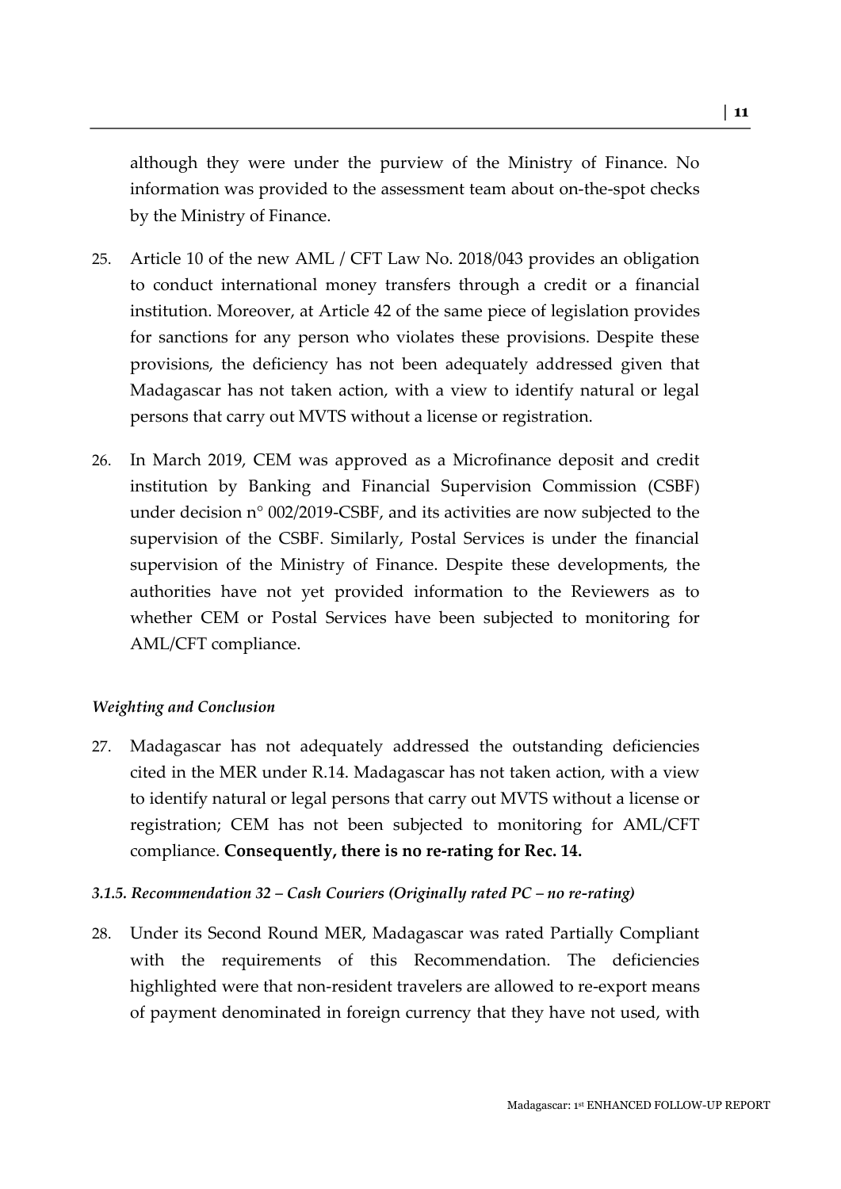although they were under the purview of the Ministry of Finance. No information was provided to the assessment team about on-the-spot checks by the Ministry of Finance.

25. Article 10 of the new AML / CFT Law No. 2018/043 provides an obligation to conduct international money transfers through a credit or a financial institution. Moreover, at Article 42 of the same piece of legislation provides for sanctions for any person who violates these provisions. Despite these provisions, the deficiency has not been adequately addressed given that Madagascar has not taken action, with a view to identify natural or legal persons that carry out MVTS without a license or registration.

26. In March 2019, CEM was approved as a Microfinance deposit and credit institution by Banking and Financial Supervision Commission (CSBF) under decision n° 002/2019-CSBF, and its activities are now subjected to the supervision of the CSBF. Similarly, Postal Services is under the financial supervision of the Ministry of Finance. Despite these developments, the authorities have not yet provided information to the Reviewers as to whether CEM or Postal Services have been subjected to monitoring for AML/CFT compliance.

*Weighting and Conclusion*

27. Madagascar has not adequately addressed the outstanding deficiencies cited in the MER under R.14. Madagascar has not taken action, with a view to identify natural or legal persons that carry out MVTS without a license or registration; CEM has not been subjected to monitoring for AML/CFT compliance. **Consequently, there is no re-rating for Rec. 14.**

#### *3.1.5. Recommendation 32 – Cash Couriers (Originally rated PC – no re-rating)*

28. Under its Second Round MER, Madagascar was rated Partially Compliant with the requirements of this Recommendation. The deficiencies highlighted were that non-resident travelers are allowed to re-export means of payment denominated in foreign currency that they have not used, with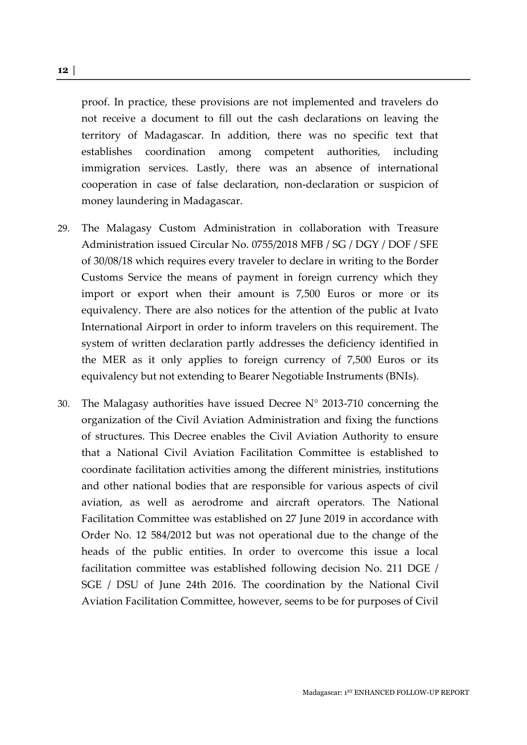proof. In practice, these provisions are not implemented and travelers do not receive a document to fill out the cash declarations on leaving the territory of Madagascar. In addition, there was no specific text that establishes coordination among competent authorities, including immigration services. Lastly, there was an absence of international cooperation in case of false declaration, non-declaration or suspicion of money laundering in Madagascar.

29. The Malagasy Custom Administration in collaboration with Treasure Administration issued Circular No. 0755/2018 MFB / SG / DGY / DOF / SFE of 30/08/18 which requires every traveler to declare in writing to the Border Customs Service the means of payment in foreign currency which they import or export when their amount is 7,500 Euros or more or its equivalency. There are also notices for the attention of the public at Ivato International Airport in order to inform travelers on this requirement. The system of written declaration partly addresses the deficiency identified in the MER as it only applies to foreign currency of 7,500 Euros or its equivalency but not extending to Bearer Negotiable Instruments (BNIs).

30. The Malagasy authorities have issued Decree N° 2013-710 concerning the organization of the Civil Aviation Administration and fixing the functions of structures. This Decree enables the Civil Aviation Authority to ensure that a National Civil Aviation Facilitation Committee is established to coordinate facilitation activities among the different ministries, institutions and other national bodies that are responsible for various aspects of civil aviation, as well as aerodrome and aircraft operators. The National Facilitation Committee was established on 27 June 2019 in accordance with Order No. 12 584/2012 but was not operational due to the change of the heads of the public entities. In order to overcome this issue a local facilitation committee was established following decision No. 211 DGE / SGE / DSU of June 24th 2016. The coordination by the National Civil Aviation Facilitation Committee, however, seems to be for purposes of Civil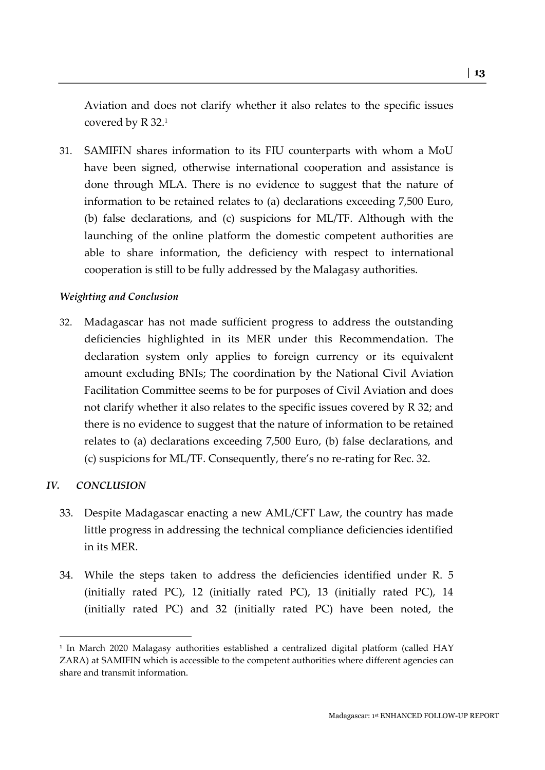Aviation and does not clarify whether it also relates to the specific issues covered by R 32.[1]

31. SAMIFIN shares information to its FIU counterparts with whom a MoU have been signed, otherwise international cooperation and assistance is done through MLA. There is no evidence to suggest that the nature of information to be retained relates to (a) declarations exceeding 7,500 Euro, (b) false declarations, and (c) suspicions for ML/TF. Although with the launching of the online platform the domestic competent authorities are able to share information, the deficiency with respect to international cooperation is still to be fully addressed by the Malagasy authorities.

*Weighting and Conclusion*

32. Madagascar has not made sufficient progress to address the outstanding deficiencies highlighted in its MER under this Recommendation. The declaration system only applies to foreign currency or its equivalent amount excluding BNIs; The coordination by the National Civil Aviation Facilitation Committee seems to be for purposes of Civil Aviation and does not clarify whether it also relates to the specific issues covered by R 32; and there is no evidence to suggest that the nature of information to be retained relates to (a) declarations exceeding 7,500 Euro, (b) false declarations, and (c) suspicions for ML/TF. Consequently, there's no re-rating for Rec. 32.

## IV. CONCLUSION

33. Despite Madagascar enacting a new AML/CFT Law, the country has made little progress in addressing the technical compliance deficiencies identified in its MER.

34. While the steps taken to address the deficiencies identified under R. 5 (initially rated PC), 12 (initially rated PC), 13 (initially rated PC), 14 (initially rated PC) and 32 (initially rated PC) have been noted, the

[1] In March 2020 Malagasy authorities established a centralized digital platform (called HAY ZARA) at SAMIFIN which is accessible to the competent authorities where different agencies can share and transmit information.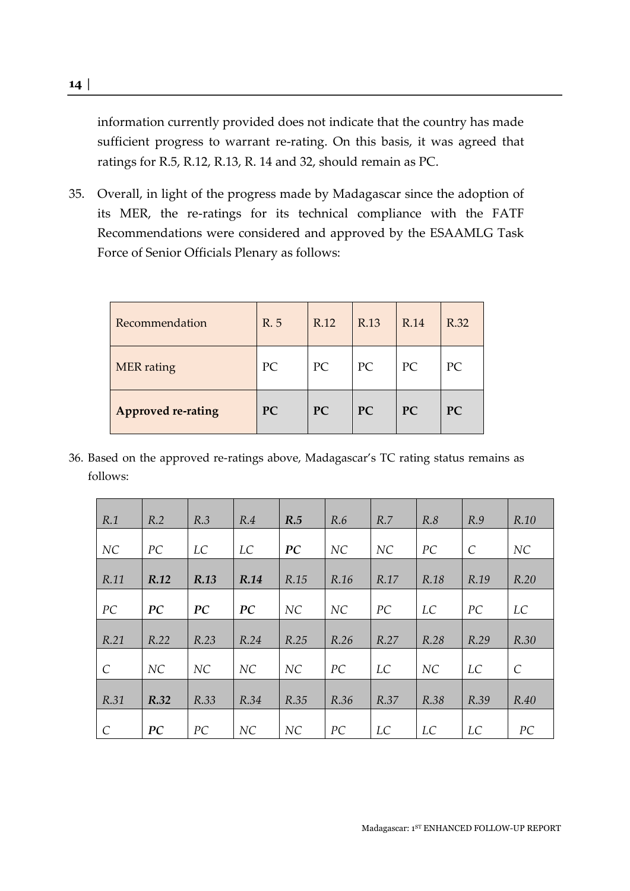information currently provided does not indicate that the country has made sufficient progress to warrant re-rating. On this basis, it was agreed that ratings for R.5, R.12, R.13, R. 14 and 32, should remain as PC.

35. Overall, in light of the progress made by Madagascar since the adoption of its MER, the re-ratings for its technical compliance with the FATF Recommendations were considered and approved by the ESAAMLG Task Force of Senior Officials Plenary as follows:

| Recommendation | R. 5 | R.12 | R.13 | R.14 | R.32 |
|---|---|---|---|---|---|
| MER rating | PC | PC | PC | PC | PC |
| **Approved re-rating** | **PC** | **PC** | **PC** | **PC** | **PC** |

36. Based on the approved re-ratings above, Madagascar's TC rating status remains as follows:

| *R.1* | *R.2* | *R.3* | *R.4* | ***R.5*** | *R.6* | *R.7* | *R.8* | *R.9* | *R.10* |
|---|---|---|---|---|---|---|---|---|---|
| *NC* | *PC* | *LC* | *LC* | ***PC*** | *NC* | *NC* | *PC* | *C* | *NC* |
| *R.11* | ***R.12*** | ***R.13*** | ***R.14*** | *R.15* | *R.16* | *R.17* | *R.18* | *R.19* | *R.20* |
| *PC* | ***PC*** | ***PC*** | ***PC*** | *NC* | *NC* | *PC* | *LC* | *PC* | *LC* |
| *R.21* | *R.22* | *R.23* | *R.24* | *R.25* | *R.26* | *R.27* | *R.28* | *R.29* | *R.30* |
| *C* | *NC* | *NC* | *NC* | *NC* | *PC* | *LC* | *NC* | *LC* | *C* |
| *R.31* | ***R.32*** | *R.33* | *R.34* | *R.35* | *R.36* | *R.37* | *R.38* | *R.39* | *R.40* |
| *C* | ***PC*** | *PC* | *NC* | *NC* | *PC* | *LC* | *LC* | *LC* | *PC* |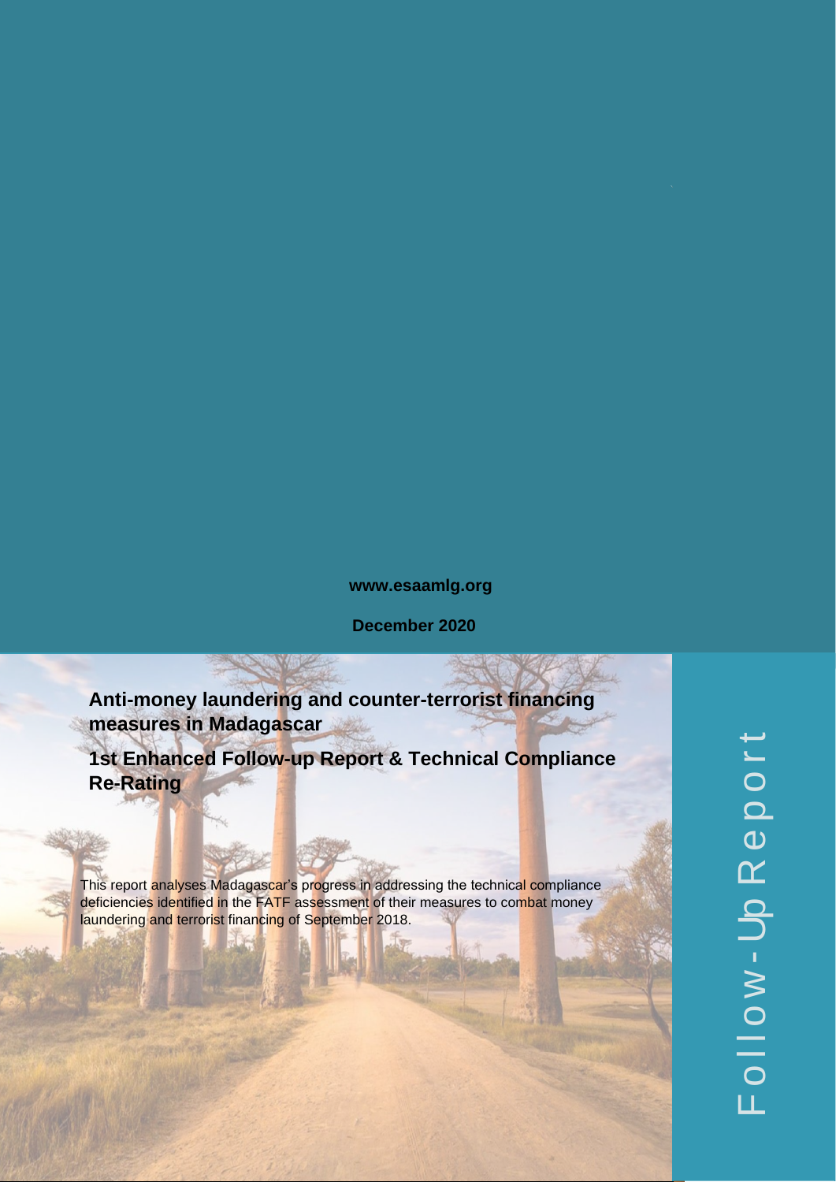www.esaamlg.org

December 2020

**Anti-money laundering and counter-terrorist financing measures in Madagascar**

**1st Enhanced Follow-up Report & Technical Compliance Re-Rating**

This report analyses Madagascar's progress in addressing the technical compliance deficiencies identified in the FATF assessment of their measures to combat money laundering and terrorist financing of September 2018.

Follow-Up Report